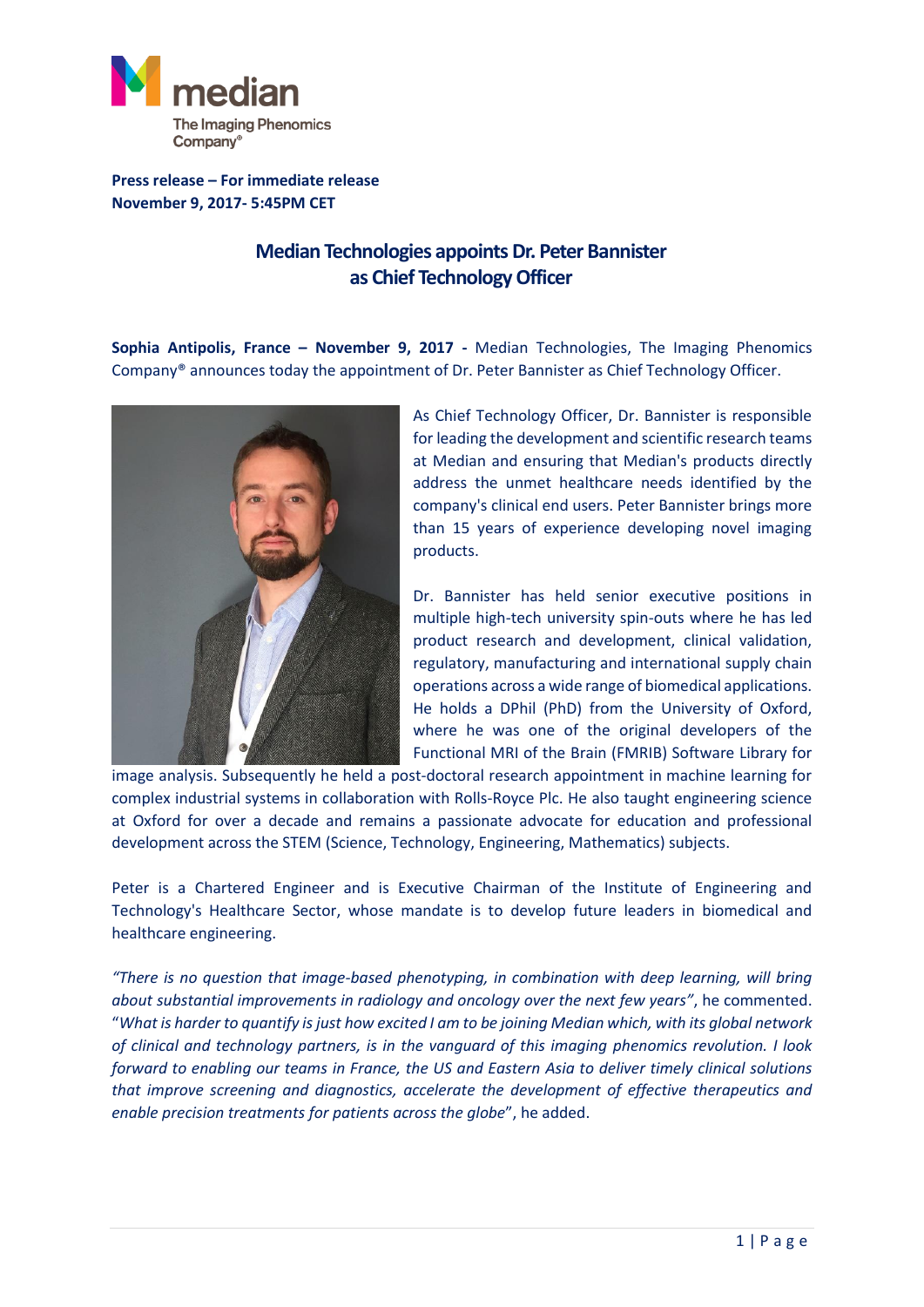**Press release – For immediate release**
**November 9, 2017- 5:45PM CET**

# Median Technologies appoints Dr. Peter Bannister as Chief Technology Officer

**Sophia Antipolis, France – November 9, 2017 -** Median Technologies, The Imaging Phenomics Company® announces today the appointment of Dr. Peter Bannister as Chief Technology Officer.

As Chief Technology Officer, Dr. Bannister is responsible for leading the development and scientific research teams at Median and ensuring that Median's products directly address the unmet healthcare needs identified by the company's clinical end users. Peter Bannister brings more than 15 years of experience developing novel imaging products.

Dr. Bannister has held senior executive positions in multiple high-tech university spin-outs where he has led product research and development, clinical validation, regulatory, manufacturing and international supply chain operations across a wide range of biomedical applications. He holds a DPhil (PhD) from the University of Oxford, where he was one of the original developers of the Functional MRI of the Brain (FMRIB) Software Library for image analysis. Subsequently he held a post-doctoral research appointment in machine learning for complex industrial systems in collaboration with Rolls-Royce Plc. He also taught engineering science at Oxford for over a decade and remains a passionate advocate for education and professional development across the STEM (Science, Technology, Engineering, Mathematics) subjects.

Peter is a Chartered Engineer and is Executive Chairman of the Institute of Engineering and Technology's Healthcare Sector, whose mandate is to develop future leaders in biomedical and healthcare engineering.

*"There is no question that image-based phenotyping, in combination with deep learning, will bring about substantial improvements in radiology and oncology over the next few years"*, he commented. "*What is harder to quantify is just how excited I am to be joining Median which, with its global network of clinical and technology partners, is in the vanguard of this imaging phenomics revolution. I look forward to enabling our teams in France, the US and Eastern Asia to deliver timely clinical solutions that improve screening and diagnostics, accelerate the development of effective therapeutics and enable precision treatments for patients across the globe*", he added.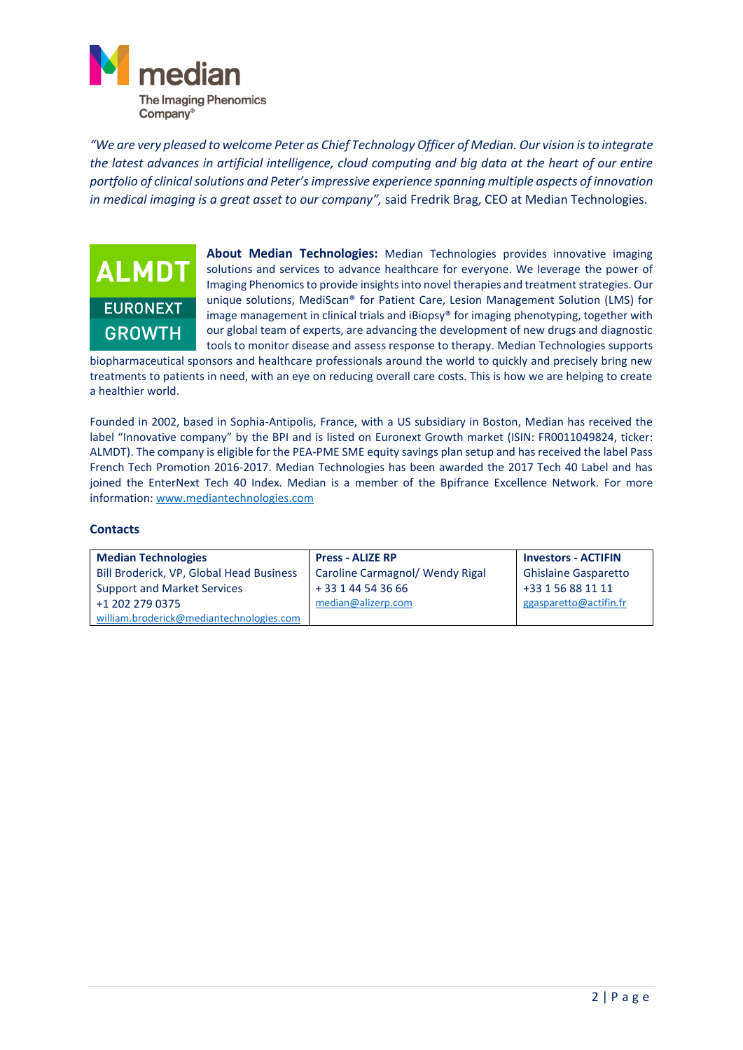*"We are very pleased to welcome Peter as Chief Technology Officer of Median. Our vision is to integrate the latest advances in artificial intelligence, cloud computing and big data at the heart of our entire portfolio of clinical solutions and Peter's impressive experience spanning multiple aspects of innovation in medical imaging is a great asset to our company",* said Fredrik Brag, CEO at Median Technologies.

ALMDT
EURONEXT
GROWTH

**About Median Technologies:** Median Technologies provides innovative imaging solutions and services to advance healthcare for everyone. We leverage the power of Imaging Phenomics to provide insights into novel therapies and treatment strategies. Our unique solutions, MediScan® for Patient Care, Lesion Management Solution (LMS) for image management in clinical trials and iBiopsy® for imaging phenotyping, together with our global team of experts, are advancing the development of new drugs and diagnostic tools to monitor disease and assess response to therapy. Median Technologies supports biopharmaceutical sponsors and healthcare professionals around the world to quickly and precisely bring new treatments to patients in need, with an eye on reducing overall care costs. This is how we are helping to create a healthier world.

Founded in 2002, based in Sophia-Antipolis, France, with a US subsidiary in Boston, Median has received the label "Innovative company" by the BPI and is listed on Euronext Growth market (ISIN: FR0011049824, ticker: ALMDT). The company is eligible for the PEA-PME SME equity savings plan setup and has received the label Pass French Tech Promotion 2016-2017. Median Technologies has been awarded the 2017 Tech 40 Label and has joined the EnterNext Tech 40 Index. Median is a member of the Bpifrance Excellence Network. For more information: www.mediantechnologies.com

**Contacts**

| **Median Technologies** | **Press - ALIZE RP** | **Investors - ACTIFIN** |
|---|---|---|
| Bill Broderick, VP, Global Head Business Support and Market Services<br>+1 202 279 0375<br>william.broderick@mediantechnologies.com | Caroline Carmagnol/ Wendy Rigal<br>+ 33 1 44 54 36 66<br>median@alizerp.com | Ghislaine Gasparetto<br>+33 1 56 88 11 11<br>ggasparetto@actifin.fr |